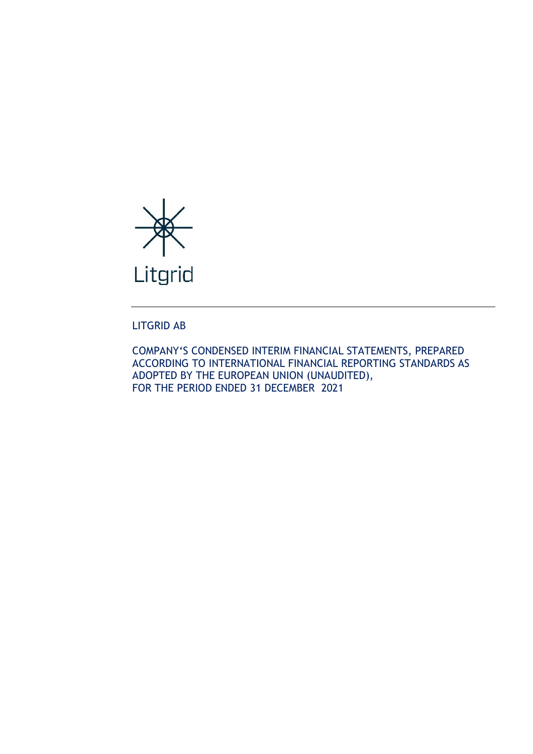Litgrid

LITGRID AB

COMPANY'S CONDENSED INTERIM FINANCIAL STATEMENTS, PREPARED ACCORDING TO INTERNATIONAL FINANCIAL REPORTING STANDARDS AS ADOPTED BY THE EUROPEAN UNION (UNAUDITED), FOR THE PERIOD ENDED 31 DECEMBER 2021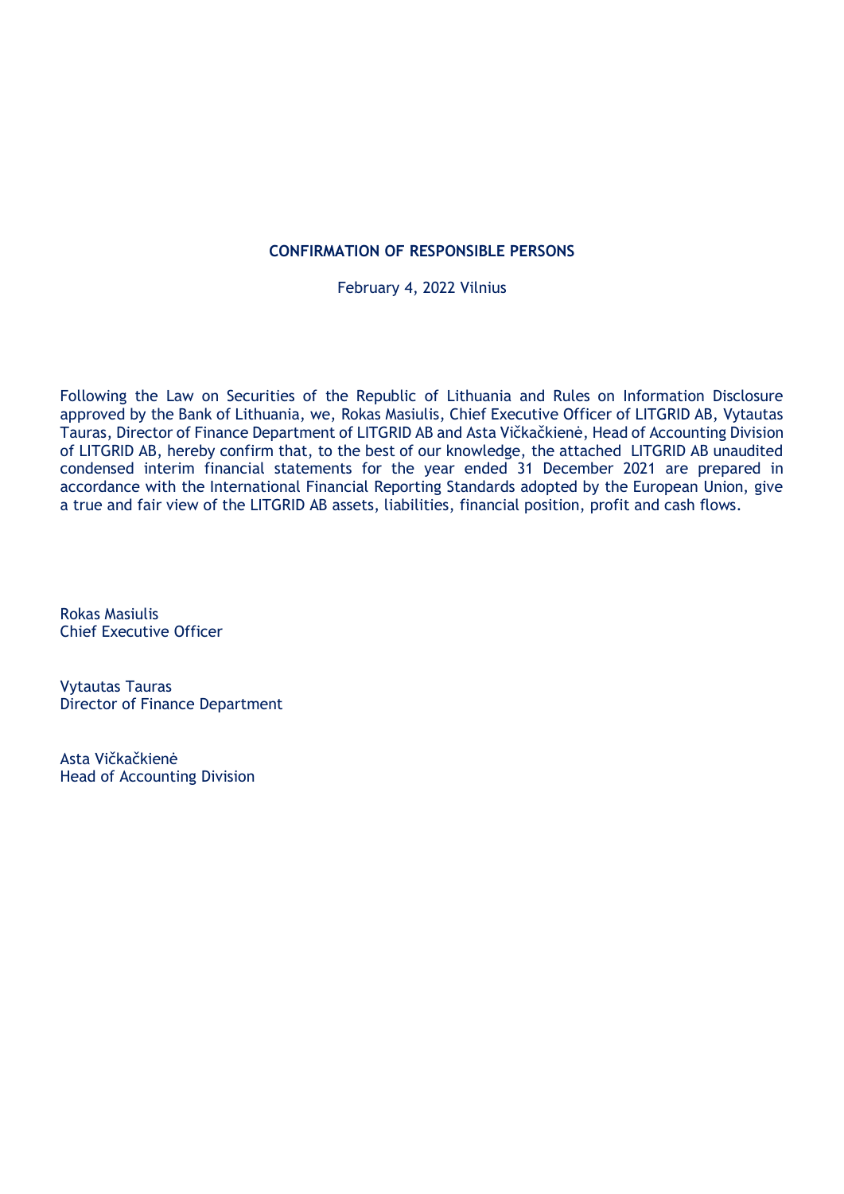**CONFIRMATION OF RESPONSIBLE PERSONS**

February 4, 2022 Vilnius

Following the Law on Securities of the Republic of Lithuania and Rules on Information Disclosure approved by the Bank of Lithuania, we, Rokas Masiulis, Chief Executive Officer of LITGRID AB, Vytautas Tauras, Director of Finance Department of LITGRID AB and Asta Vičkačkienė, Head of Accounting Division of LITGRID AB, hereby confirm that, to the best of our knowledge, the attached LITGRID AB unaudited condensed interim financial statements for the year ended 31 December 2021 are prepared in accordance with the International Financial Reporting Standards adopted by the European Union, give a true and fair view of the LITGRID AB assets, liabilities, financial position, profit and cash flows.

Rokas Masiulis
Chief Executive Officer

Vytautas Tauras
Director of Finance Department

Asta Vičkačkienė
Head of Accounting Division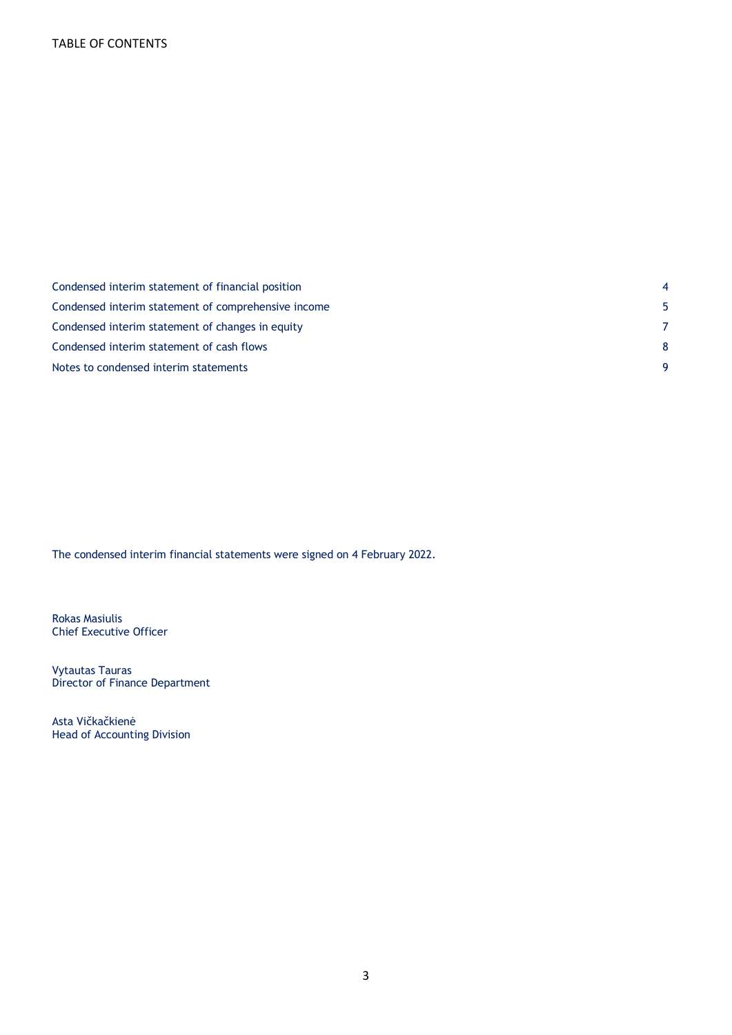TABLE OF CONTENTS

| | |
|---|---|
| Condensed interim statement of financial position | 4 |
| Condensed interim statement of comprehensive income | 5 |
| Condensed interim statement of changes in equity | 7 |
| Condensed interim statement of cash flows | 8 |
| Notes to condensed interim statements | 9 |

The condensed interim financial statements were signed on 4 February 2022.

Rokas Masiulis
Chief Executive Officer

Vytautas Tauras
Director of Finance Department

Asta Vičkačkienė
Head of Accounting Division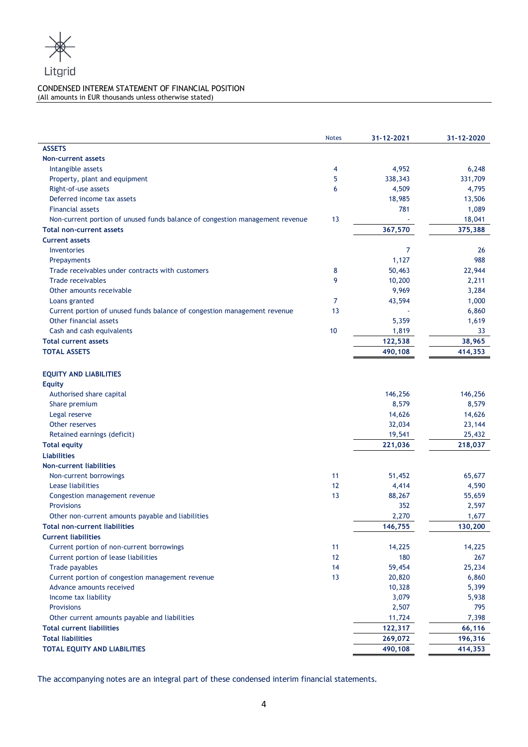Litgrid

CONDENSED INTEREM STATEMENT OF FINANCIAL POSITION
(All amounts in EUR thousands unless otherwise stated)

| | Notes | 31-12-2021 | 31-12-2020 |
|---|---|---|---|
| **ASSETS** | | | |
| **Non-current assets** | | | |
| Intangible assets | 4 | 4,952 | 6,248 |
| Property, plant and equipment | 5 | 338,343 | 331,709 |
| Right-of-use assets | 6 | 4,509 | 4,795 |
| Deferred income tax assets | | 18,985 | 13,506 |
| Financial assets | | 781 | 1,089 |
| Non-current portion of unused funds balance of congestion management revenue | 13 | - | 18,041 |
| **Total non-current assets** | | **367,570** | **375,388** |
| **Current assets** | | | |
| Inventories | | 7 | 26 |
| Prepayments | | 1,127 | 988 |
| Trade receivables under contracts with customers | 8 | 50,463 | 22,944 |
| Trade receivables | 9 | 10,200 | 2,211 |
| Other amounts receivable | | 9,969 | 3,284 |
| Loans granted | 7 | 43,594 | 1,000 |
| Current portion of unused funds balance of congestion management revenue | 13 | - | 6,860 |
| Other financial assets | | 5,359 | 1,619 |
| Cash and cash equivalents | 10 | 1,819 | 33 |
| **Total current assets** | | **122,538** | **38,965** |
| **TOTAL ASSETS** | | **490,108** | **414,353** |
| | | | |
| **EQUITY AND LIABILITIES** | | | |
| **Equity** | | | |
| Authorised share capital | | 146,256 | 146,256 |
| Share premium | | 8,579 | 8,579 |
| Legal reserve | | 14,626 | 14,626 |
| Other reserves | | 32,034 | 23,144 |
| Retained earnings (deficit) | | 19,541 | 25,432 |
| **Total equity** | | **221,036** | **218,037** |
| **Liabilities** | | | |
| **Non-current liabilities** | | | |
| Non-current borrowings | 11 | 51,452 | 65,677 |
| Lease liabilities | 12 | 4,414 | 4,590 |
| Congestion management revenue | 13 | 88,267 | 55,659 |
| Provisions | | 352 | 2,597 |
| Other non-current amounts payable and liabilities | | 2,270 | 1,677 |
| **Total non-current liabilities** | | **146,755** | **130,200** |
| **Current liabilities** | | | |
| Current portion of non-current borrowings | 11 | 14,225 | 14,225 |
| Current portion of lease liabilities | 12 | 180 | 267 |
| Trade payables | 14 | 59,454 | 25,234 |
| Current portion of congestion management revenue | 13 | 20,820 | 6,860 |
| Advance amounts received | | 10,328 | 5,399 |
| Income tax liability | | 3,079 | 5,938 |
| Provisions | | 2,507 | 795 |
| Other current amounts payable and liabilities | | 11,724 | 7,398 |
| **Total current liabilities** | | **122,317** | **66,116** |
| **Total liabilities** | | **269,072** | **196,316** |
| **TOTAL EQUITY AND LIABILITIES** | | **490,108** | **414,353** |

The accompanying notes are an integral part of these condensed interim financial statements.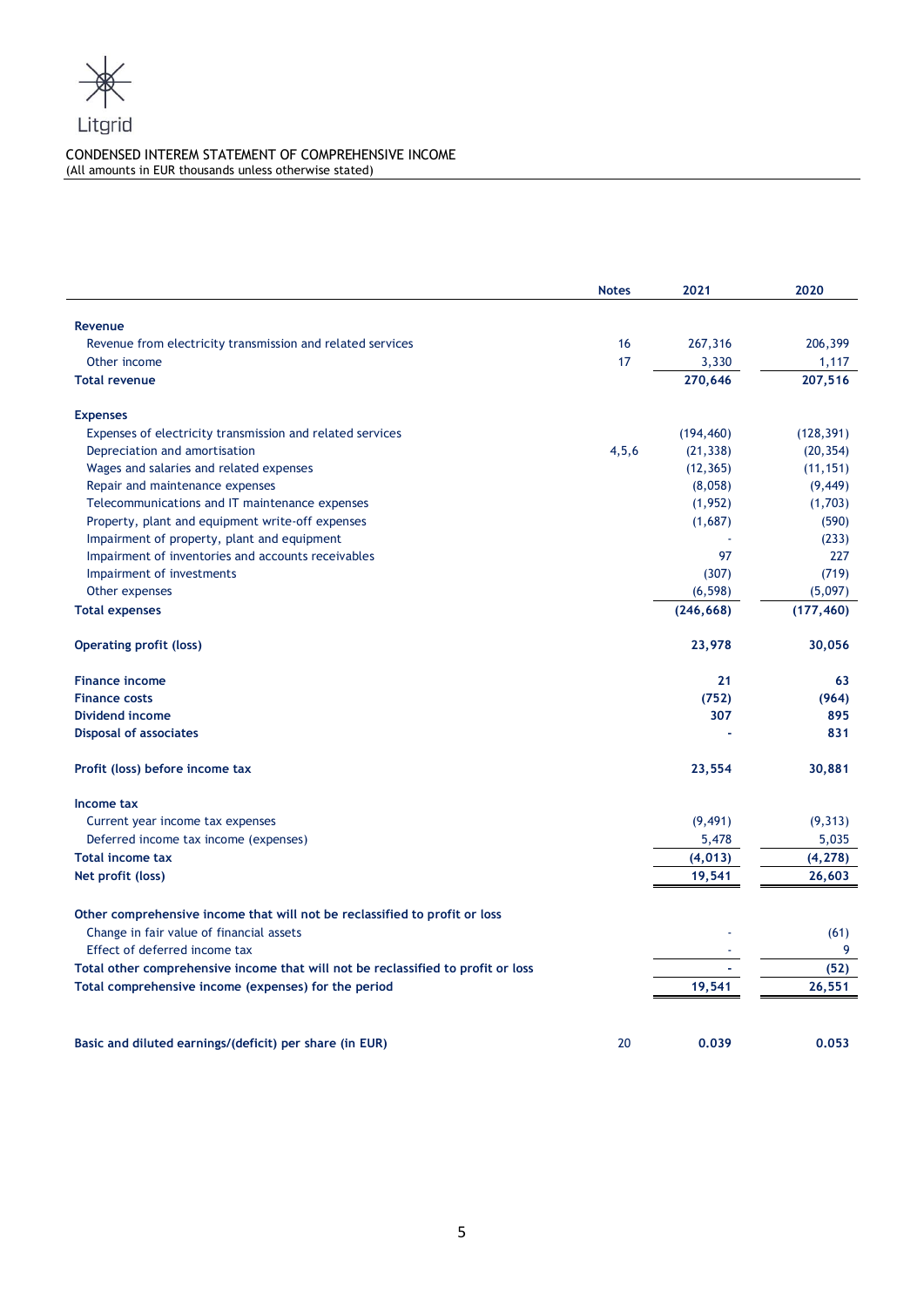Litgrid

# CONDENSED INTEREM STATEMENT OF COMPREHENSIVE INCOME

(All amounts in EUR thousands unless otherwise stated)

| | Notes | 2021 | 2020 |
|---|---|---|---|
| **Revenue** | | | |
| Revenue from electricity transmission and related services | 16 | 267,316 | 206,399 |
| Other income | 17 | 3,330 | 1,117 |
| **Total revenue** | | **270,646** | **207,516** |
| **Expenses** | | | |
| Expenses of electricity transmission and related services | | (194,460) | (128,391) |
| Depreciation and amortisation | 4,5,6 | (21,338) | (20,354) |
| Wages and salaries and related expenses | | (12,365) | (11,151) |
| Repair and maintenance expenses | | (8,058) | (9,449) |
| Telecommunications and IT maintenance expenses | | (1,952) | (1,703) |
| Property, plant and equipment write-off expenses | | (1,687) | (590) |
| Impairment of property, plant and equipment | | - | (233) |
| Impairment of inventories and accounts receivables | | 97 | 227 |
| Impairment of investments | | (307) | (719) |
| Other expenses | | (6,598) | (5,097) |
| **Total expenses** | | **(246,668)** | **(177,460)** |
| **Operating profit (loss)** | | **23,978** | **30,056** |
| **Finance income** | | **21** | **63** |
| **Finance costs** | | **(752)** | **(964)** |
| **Dividend income** | | **307** | **895** |
| **Disposal of associates** | | **-** | **831** |
| **Profit (loss) before income tax** | | **23,554** | **30,881** |
| **Income tax** | | | |
| Current year income tax expenses | | (9,491) | (9,313) |
| Deferred income tax income (expenses) | | 5,478 | 5,035 |
| **Total income tax** | | **(4,013)** | **(4,278)** |
| **Net profit (loss)** | | **19,541** | **26,603** |
| **Other comprehensive income that will not be reclassified to profit or loss** | | | |
| Change in fair value of financial assets | | - | (61) |
| Effect of deferred income tax | | - | 9 |
| **Total other comprehensive income that will not be reclassified to profit or loss** | | **-** | **(52)** |
| **Total comprehensive income (expenses) for the period** | | **19,541** | **26,551** |
| **Basic and diluted earnings/(deficit) per share (in EUR)** | 20 | **0.039** | **0.053** |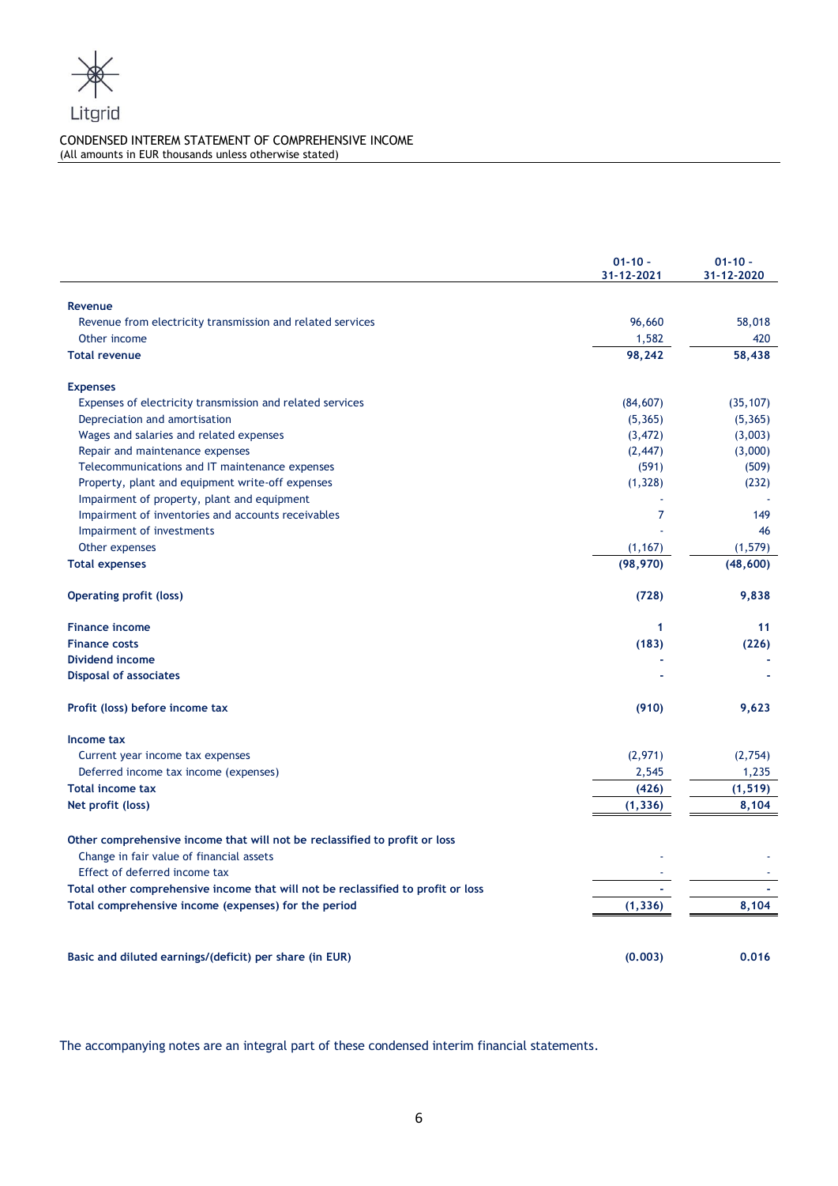Litgrid

CONDENSED INTEREM STATEMENT OF COMPREHENSIVE INCOME
(All amounts in EUR thousands unless otherwise stated)

| | 01-10 - 31-12-2021 | 01-10 - 31-12-2020 |
|---|---|---|
| **Revenue** | | |
| Revenue from electricity transmission and related services | 96,660 | 58,018 |
| Other income | 1,582 | 420 |
| **Total revenue** | **98,242** | **58,438** |
| **Expenses** | | |
| Expenses of electricity transmission and related services | (84,607) | (35,107) |
| Depreciation and amortisation | (5,365) | (5,365) |
| Wages and salaries and related expenses | (3,472) | (3,003) |
| Repair and maintenance expenses | (2,447) | (3,000) |
| Telecommunications and IT maintenance expenses | (591) | (509) |
| Property, plant and equipment write-off expenses | (1,328) | (232) |
| Impairment of property, plant and equipment | - | - |
| Impairment of inventories and accounts receivables | 7 | 149 |
| Impairment of investments | - | 46 |
| Other expenses | (1,167) | (1,579) |
| **Total expenses** | **(98,970)** | **(48,600)** |
| **Operating profit (loss)** | **(728)** | **9,838** |
| **Finance income** | **1** | **11** |
| **Finance costs** | **(183)** | **(226)** |
| **Dividend income** | **-** | **-** |
| **Disposal of associates** | **-** | **-** |
| **Profit (loss) before income tax** | **(910)** | **9,623** |
| **Income tax** | | |
| Current year income tax expenses | (2,971) | (2,754) |
| Deferred income tax income (expenses) | 2,545 | 1,235 |
| **Total income tax** | **(426)** | **(1,519)** |
| **Net profit (loss)** | **(1,336)** | **8,104** |
| **Other comprehensive income that will not be reclassified to profit or loss** | | |
| Change in fair value of financial assets | - | - |
| Effect of deferred income tax | - | - |
| **Total other comprehensive income that will not be reclassified to profit or loss** | **-** | **-** |
| **Total comprehensive income (expenses) for the period** | **(1,336)** | **8,104** |
| **Basic and diluted earnings/(deficit) per share (in EUR)** | **(0.003)** | **0.016** |

The accompanying notes are an integral part of these condensed interim financial statements.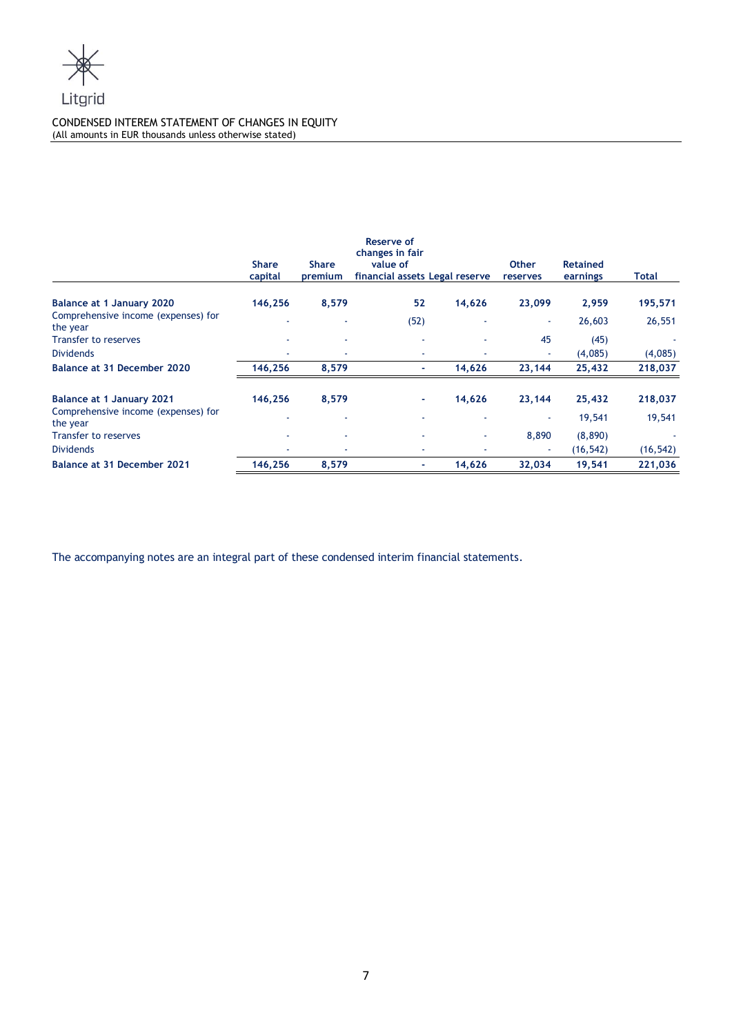Litgrid

CONDENSED INTEREM STATEMENT OF CHANGES IN EQUITY
(All amounts in EUR thousands unless otherwise stated)

| | Share capital | Share premium | Reserve of changes in fair value of financial assets | Legal reserve | Other reserves | Retained earnings | Total |
|---|---|---|---|---|---|---|---|
| **Balance at 1 January 2020** | **146,256** | **8,579** | **52** | **14,626** | **23,099** | **2,959** | **195,571** |
| Comprehensive income (expenses) for the year | - | - | (52) | - | - | 26,603 | 26,551 |
| Transfer to reserves | - | - | - | - | 45 | (45) | - |
| Dividends | - | - | - | - | - | (4,085) | (4,085) |
| **Balance at 31 December 2020** | **146,256** | **8,579** | **-** | **14,626** | **23,144** | **25,432** | **218,037** |
| | | | | | | | |
| **Balance at 1 January 2021** | **146,256** | **8,579** | **-** | **14,626** | **23,144** | **25,432** | **218,037** |
| Comprehensive income (expenses) for the year | - | - | - | - | - | 19,541 | 19,541 |
| Transfer to reserves | - | - | - | - | 8,890 | (8,890) | - |
| Dividends | - | - | - | - | - | (16,542) | (16,542) |
| **Balance at 31 December 2021** | **146,256** | **8,579** | **-** | **14,626** | **32,034** | **19,541** | **221,036** |

The accompanying notes are an integral part of these condensed interim financial statements.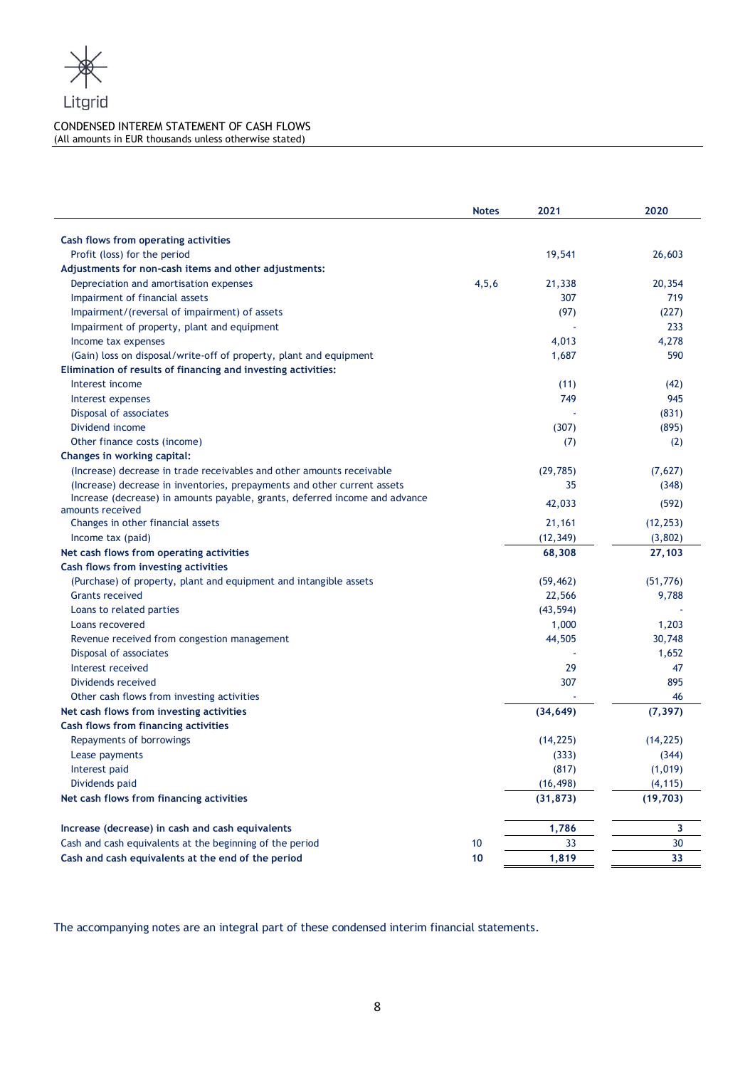Litgrid

CONDENSED INTEREM STATEMENT OF CASH FLOWS
(All amounts in EUR thousands unless otherwise stated)

| | Notes | 2021 | 2020 |
|---|---|---|---|
| **Cash flows from operating activities** | | | |
| Profit (loss) for the period | | 19,541 | 26,603 |
| **Adjustments for non-cash items and other adjustments:** | | | |
| Depreciation and amortisation expenses | 4,5,6 | 21,338 | 20,354 |
| Impairment of financial assets | | 307 | 719 |
| Impairment/(reversal of impairment) of assets | | (97) | (227) |
| Impairment of property, plant and equipment | | - | 233 |
| Income tax expenses | | 4,013 | 4,278 |
| (Gain) loss on disposal/write-off of property, plant and equipment | | 1,687 | 590 |
| **Elimination of results of financing and investing activities:** | | | |
| Interest income | | (11) | (42) |
| Interest expenses | | 749 | 945 |
| Disposal of associates | | - | (831) |
| Dividend income | | (307) | (895) |
| Other finance costs (income) | | (7) | (2) |
| **Changes in working capital:** | | | |
| (Increase) decrease in trade receivables and other amounts receivable | | (29,785) | (7,627) |
| (Increase) decrease in inventories, prepayments and other current assets | | 35 | (348) |
| Increase (decrease) in amounts payable, grants, deferred income and advance amounts received | | 42,033 | (592) |
| Changes in other financial assets | | 21,161 | (12,253) |
| Income tax (paid) | | (12,349) | (3,802) |
| **Net cash flows from operating activities** | | **68,308** | **27,103** |
| **Cash flows from investing activities** | | | |
| (Purchase) of property, plant and equipment and intangible assets | | (59,462) | (51,776) |
| Grants received | | 22,566 | 9,788 |
| Loans to related parties | | (43,594) | - |
| Loans recovered | | 1,000 | 1,203 |
| Revenue received from congestion management | | 44,505 | 30,748 |
| Disposal of associates | | - | 1,652 |
| Interest received | | 29 | 47 |
| Dividends received | | 307 | 895 |
| Other cash flows from investing activities | | - | 46 |
| **Net cash flows from investing activities** | | **(34,649)** | **(7,397)** |
| **Cash flows from financing activities** | | | |
| Repayments of borrowings | | (14,225) | (14,225) |
| Lease payments | | (333) | (344) |
| Interest paid | | (817) | (1,019) |
| Dividends paid | | (16,498) | (4,115) |
| **Net cash flows from financing activities** | | **(31,873)** | **(19,703)** |
| | | | |
| **Increase (decrease) in cash and cash equivalents** | | **1,786** | **3** |
| Cash and cash equivalents at the beginning of the period | 10 | 33 | 30 |
| **Cash and cash equivalents at the end of the period** | **10** | **1,819** | **33** |

The accompanying notes are an integral part of these condensed interim financial statements.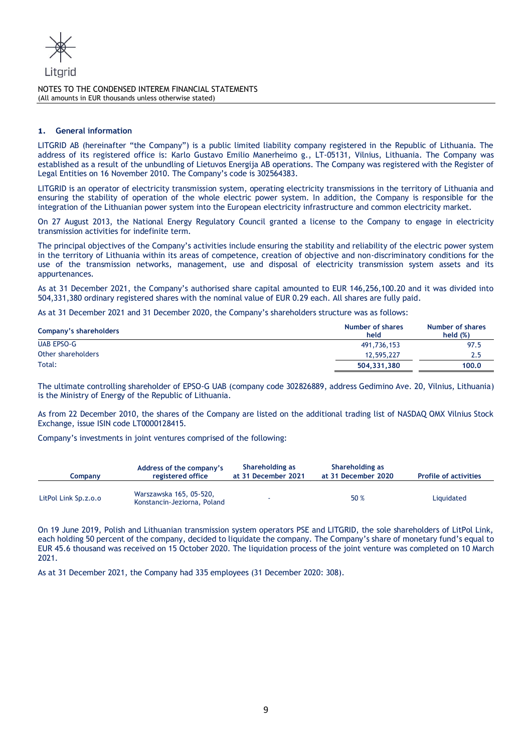NOTES TO THE CONDENSED INTEREM FINANCIAL STATEMENTS
(All amounts in EUR thousands unless otherwise stated)

## 1. General information

LITGRID AB (hereinafter "the Company") is a public limited liability company registered in the Republic of Lithuania. The address of its registered office is: Karlo Gustavo Emilio Manerheimo g., LT-05131, Vilnius, Lithuania. The Company was established as a result of the unbundling of Lietuvos Energija AB operations. The Company was registered with the Register of Legal Entities on 16 November 2010. The Company's code is 302564383.

LITGRID is an operator of electricity transmission system, operating electricity transmissions in the territory of Lithuania and ensuring the stability of operation of the whole electric power system. In addition, the Company is responsible for the integration of the Lithuanian power system into the European electricity infrastructure and common electricity market.

On 27 August 2013, the National Energy Regulatory Council granted a license to the Company to engage in electricity transmission activities for indefinite term.

The principal objectives of the Company's activities include ensuring the stability and reliability of the electric power system in the territory of Lithuania within its areas of competence, creation of objective and non-discriminatory conditions for the use of the transmission networks, management, use and disposal of electricity transmission system assets and its appurtenances.

As at 31 December 2021, the Company's authorised share capital amounted to EUR 146,256,100.20 and it was divided into 504,331,380 ordinary registered shares with the nominal value of EUR 0.29 each. All shares are fully paid.

As at 31 December 2021 and 31 December 2020, the Company's shareholders structure was as follows:

| Company's shareholders | Number of shares held | Number of shares held (%) |
|---|---|---|
| UAB EPSO-G | 491,736,153 | 97.5 |
| Other shareholders | 12,595,227 | 2.5 |
| Total: | **504,331,380** | **100.0** |

The ultimate controlling shareholder of EPSO-G UAB (company code 302826889, address Gedimino Ave. 20, Vilnius, Lithuania) is the Ministry of Energy of the Republic of Lithuania.

As from 22 December 2010, the shares of the Company are listed on the additional trading list of NASDAQ OMX Vilnius Stock Exchange, issue ISIN code LT0000128415.

Company's investments in joint ventures comprised of the following:

| Company | Address of the company's registered office | Shareholding as at 31 December 2021 | Shareholding as at 31 December 2020 | Profile of activities |
|---|---|---|---|---|
| LitPol Link Sp.z.o.o | Warszawska 165, 05-520, Konstancin-Jeziorna, Poland | - | 50 % | Liquidated |

On 19 June 2019, Polish and Lithuanian transmission system operators PSE and LITGRID, the sole shareholders of LitPol Link, each holding 50 percent of the company, decided to liquidate the company. The Company's share of monetary fund's equal to EUR 45.6 thousand was received on 15 October 2020. The liquidation process of the joint venture was completed on 10 March 2021.

As at 31 December 2021, the Company had 335 employees (31 December 2020: 308).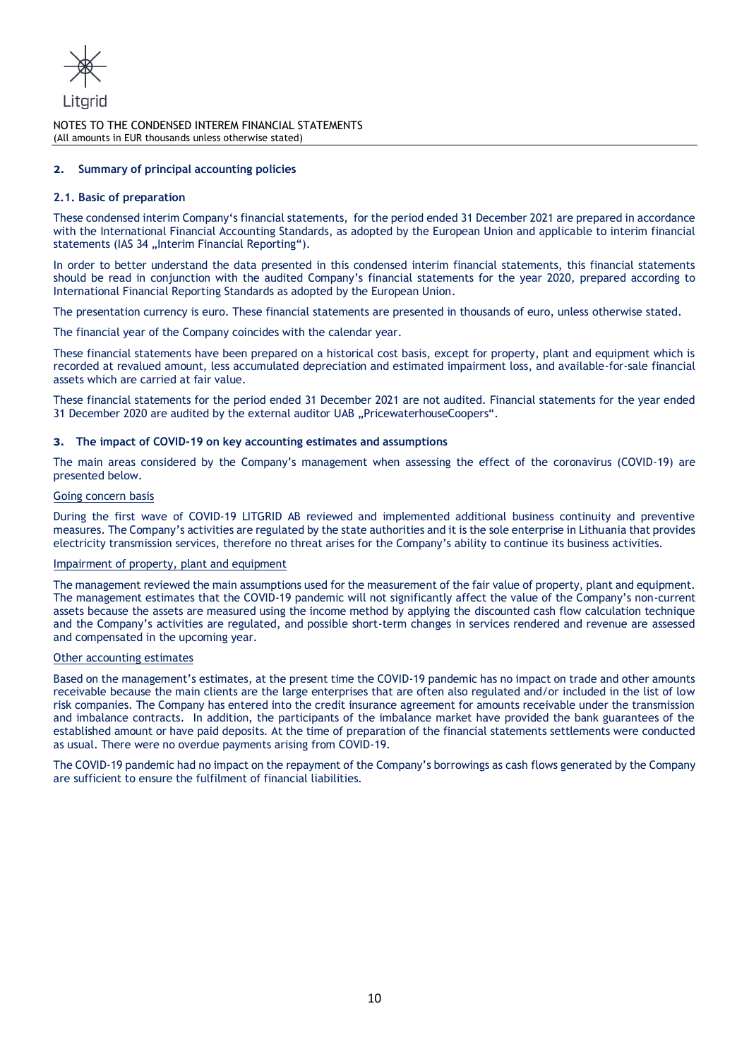## 2. Summary of principal accounting policies

### 2.1. Basic of preparation

These condensed interim Company's financial statements, for the period ended 31 December 2021 are prepared in accordance with the International Financial Accounting Standards, as adopted by the European Union and applicable to interim financial statements (IAS 34 „Interim Financial Reporting").

In order to better understand the data presented in this condensed interim financial statements, this financial statements should be read in conjunction with the audited Company's financial statements for the year 2020, prepared according to International Financial Reporting Standards as adopted by the European Union.

The presentation currency is euro. These financial statements are presented in thousands of euro, unless otherwise stated.

The financial year of the Company coincides with the calendar year.

These financial statements have been prepared on a historical cost basis, except for property, plant and equipment which is recorded at revalued amount, less accumulated depreciation and estimated impairment loss, and available-for-sale financial assets which are carried at fair value.

These financial statements for the period ended 31 December 2021 are not audited. Financial statements for the year ended 31 December 2020 are audited by the external auditor UAB „PricewaterhouseCoopers".

## 3. The impact of COVID-19 on key accounting estimates and assumptions

The main areas considered by the Company's management when assessing the effect of the coronavirus (COVID-19) are presented below.

<u>Going concern basis</u>

During the first wave of COVID-19 LITGRID AB reviewed and implemented additional business continuity and preventive measures. The Company's activities are regulated by the state authorities and it is the sole enterprise in Lithuania that provides electricity transmission services, therefore no threat arises for the Company's ability to continue its business activities.

<u>Impairment of property, plant and equipment</u>

The management reviewed the main assumptions used for the measurement of the fair value of property, plant and equipment. The management estimates that the COVID-19 pandemic will not significantly affect the value of the Company's non-current assets because the assets are measured using the income method by applying the discounted cash flow calculation technique and the Company's activities are regulated, and possible short-term changes in services rendered and revenue are assessed and compensated in the upcoming year.

<u>Other accounting estimates</u>

Based on the management's estimates, at the present time the COVID-19 pandemic has no impact on trade and other amounts receivable because the main clients are the large enterprises that are often also regulated and/or included in the list of low risk companies. The Company has entered into the credit insurance agreement for amounts receivable under the transmission and imbalance contracts. In addition, the participants of the imbalance market have provided the bank guarantees of the established amount or have paid deposits. At the time of preparation of the financial statements settlements were conducted as usual. There were no overdue payments arising from COVID-19.

The COVID-19 pandemic had no impact on the repayment of the Company's borrowings as cash flows generated by the Company are sufficient to ensure the fulfilment of financial liabilities.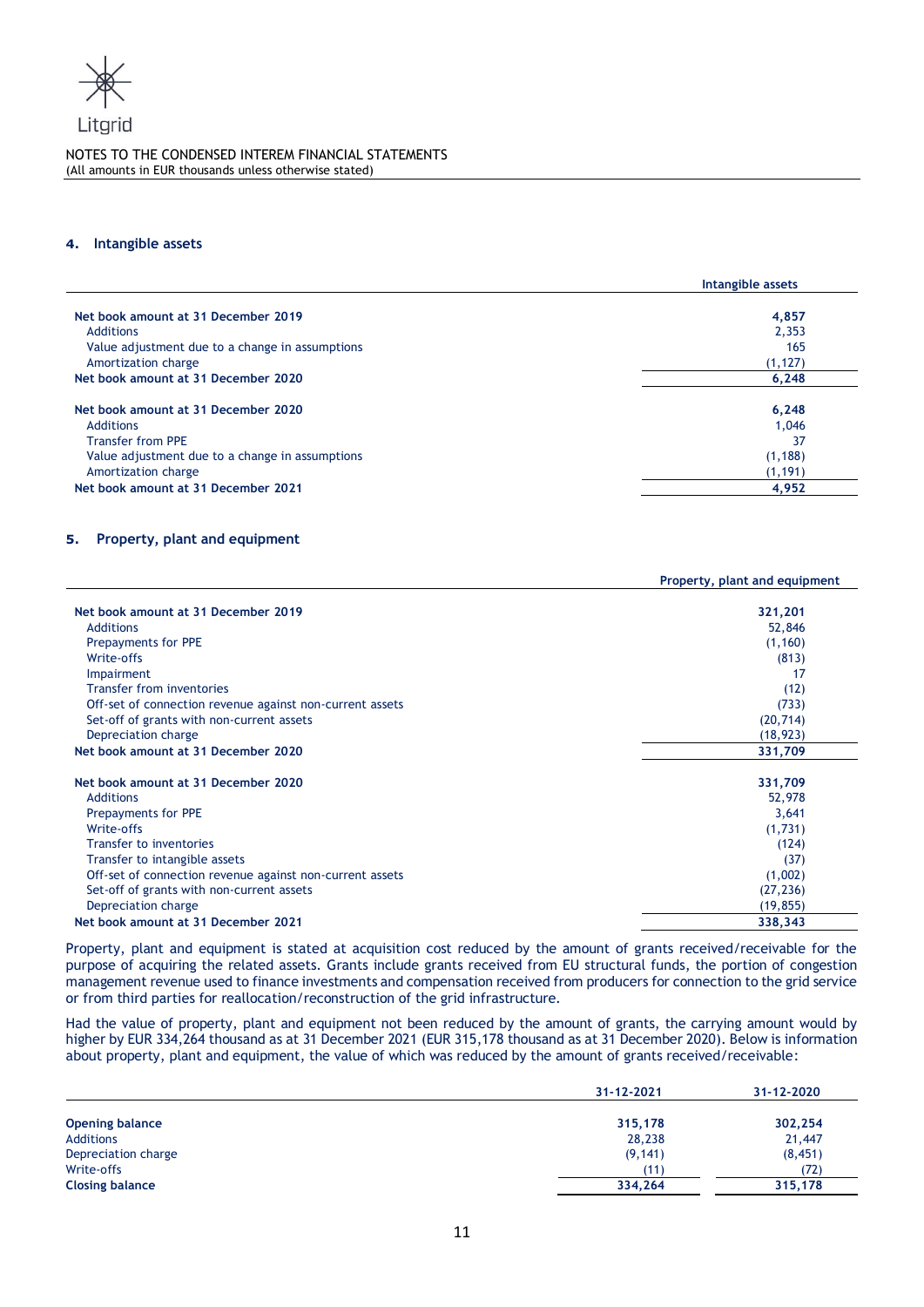Litgrid

NOTES TO THE CONDENSED INTEREM FINANCIAL STATEMENTS
(All amounts in EUR thousands unless otherwise stated)

## 4. Intangible assets

| | Intangible assets |
|---|---|
| **Net book amount at 31 December 2019** | **4,857** |
| Additions | 2,353 |
| Value adjustment due to a change in assumptions | 165 |
| Amortization charge | (1,127) |
| **Net book amount at 31 December 2020** | **6,248** |
| | |
| **Net book amount at 31 December 2020** | **6,248** |
| Additions | 1,046 |
| Transfer from PPE | 37 |
| Value adjustment due to a change in assumptions | (1,188) |
| Amortization charge | (1,191) |
| **Net book amount at 31 December 2021** | **4,952** |

## 5. Property, plant and equipment

| | Property, plant and equipment |
|---|---|
| **Net book amount at 31 December 2019** | **321,201** |
| Additions | 52,846 |
| Prepayments for PPE | (1,160) |
| Write-offs | (813) |
| Impairment | 17 |
| Transfer from inventories | (12) |
| Off-set of connection revenue against non-current assets | (733) |
| Set-off of grants with non-current assets | (20,714) |
| Depreciation charge | (18,923) |
| **Net book amount at 31 December 2020** | **331,709** |
| | |
| **Net book amount at 31 December 2020** | **331,709** |
| Additions | 52,978 |
| Prepayments for PPE | 3,641 |
| Write-offs | (1,731) |
| Transfer to inventories | (124) |
| Transfer to intangible assets | (37) |
| Off-set of connection revenue against non-current assets | (1,002) |
| Set-off of grants with non-current assets | (27,236) |
| Depreciation charge | (19,855) |
| **Net book amount at 31 December 2021** | **338,343** |

Property, plant and equipment is stated at acquisition cost reduced by the amount of grants received/receivable for the purpose of acquiring the related assets. Grants include grants received from EU structural funds, the portion of congestion management revenue used to finance investments and compensation received from producers for connection to the grid service or from third parties for reallocation/reconstruction of the grid infrastructure.

Had the value of property, plant and equipment not been reduced by the amount of grants, the carrying amount would by higher by EUR 334,264 thousand as at 31 December 2021 (EUR 315,178 thousand as at 31 December 2020). Below is information about property, plant and equipment, the value of which was reduced by the amount of grants received/receivable:

| | 31-12-2021 | 31-12-2020 |
|---|---|---|
| **Opening balance** | **315,178** | **302,254** |
| Additions | 28,238 | 21,447 |
| Depreciation charge | (9,141) | (8,451) |
| Write-offs | (11) | (72) |
| **Closing balance** | **334,264** | **315,178** |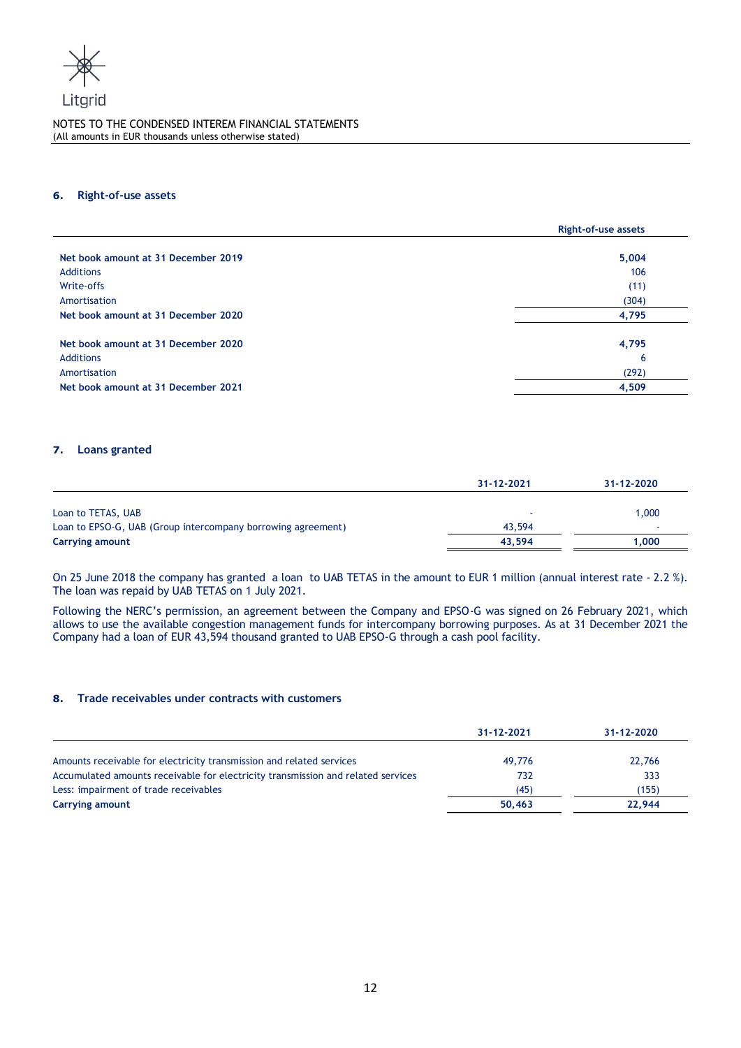NOTES TO THE CONDENSED INTEREM FINANCIAL STATEMENTS
(All amounts in EUR thousands unless otherwise stated)

## 6. Right-of-use assets

| | Right-of-use assets |
|---|---|
| **Net book amount at 31 December 2019** | **5,004** |
| Additions | 106 |
| Write-offs | (11) |
| Amortisation | (304) |
| **Net book amount at 31 December 2020** | **4,795** |
| | |
| **Net book amount at 31 December 2020** | **4,795** |
| Additions | 6 |
| Amortisation | (292) |
| **Net book amount at 31 December 2021** | **4,509** |

## 7. Loans granted

| | 31-12-2021 | 31-12-2020 |
|---|---|---|
| Loan to TETAS, UAB | - | 1,000 |
| Loan to EPSO-G, UAB (Group intercompany borrowing agreement) | 43,594 | - |
| **Carrying amount** | **43,594** | **1,000** |

On 25 June 2018 the company has granted a loan to UAB TETAS in the amount to EUR 1 million (annual interest rate - 2.2 %). The loan was repaid by UAB TETAS on 1 July 2021.

Following the NERC's permission, an agreement between the Company and EPSO-G was signed on 26 February 2021, which allows to use the available congestion management funds for intercompany borrowing purposes. As at 31 December 2021 the Company had a loan of EUR 43,594 thousand granted to UAB EPSO-G through a cash pool facility.

## 8. Trade receivables under contracts with customers

| | 31-12-2021 | 31-12-2020 |
|---|---|---|
| Amounts receivable for electricity transmission and related services | 49,776 | 22,766 |
| Accumulated amounts receivable for electricity transmission and related services | 732 | 333 |
| Less: impairment of trade receivables | (45) | (155) |
| **Carrying amount** | **50,463** | **22,944** |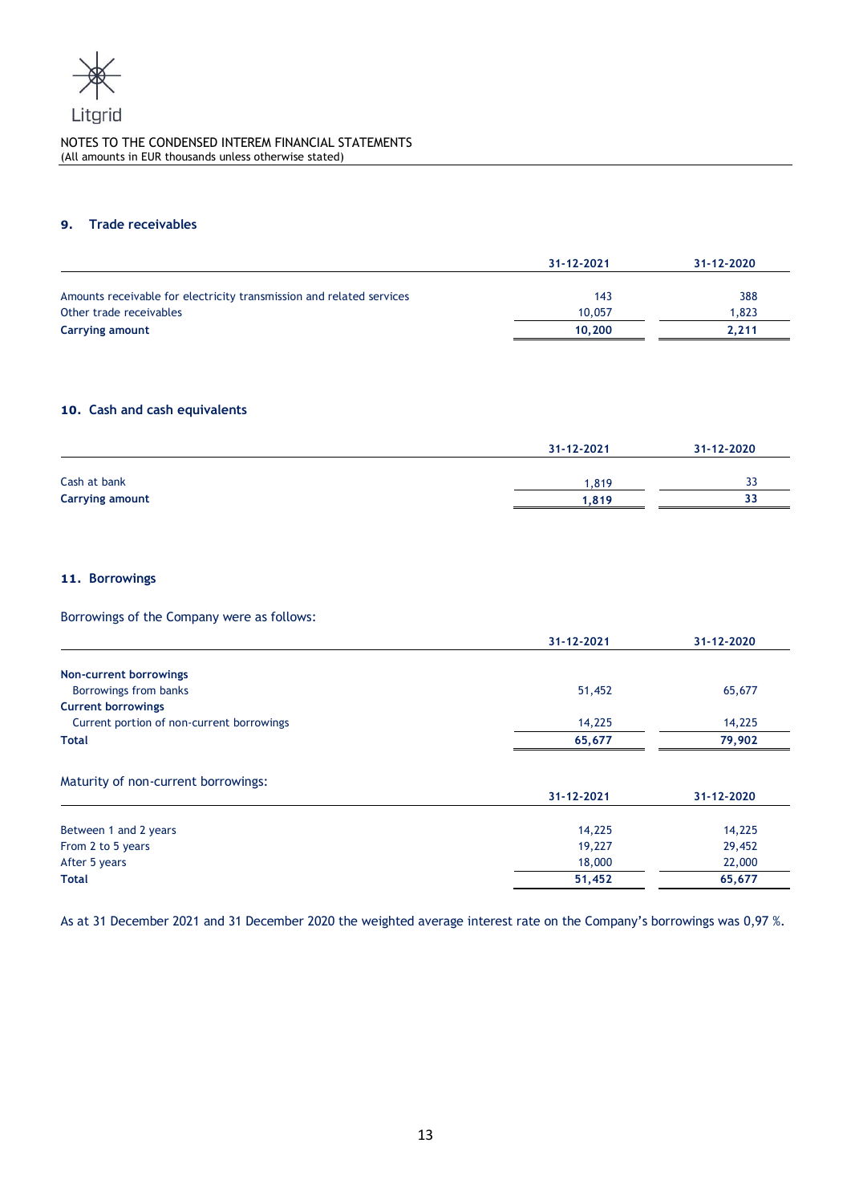Litgrid

NOTES TO THE CONDENSED INTEREM FINANCIAL STATEMENTS
(All amounts in EUR thousands unless otherwise stated)

## 9. Trade receivables

| | 31-12-2021 | 31-12-2020 |
|---|---|---|
| Amounts receivable for electricity transmission and related services | 143 | 388 |
| Other trade receivables | 10,057 | 1,823 |
| **Carrying amount** | **10,200** | **2,211** |

## 10. Cash and cash equivalents

| | 31-12-2021 | 31-12-2020 |
|---|---|---|
| Cash at bank | 1,819 | 33 |
| **Carrying amount** | **1,819** | **33** |

## 11. Borrowings

Borrowings of the Company were as follows:

| | 31-12-2021 | 31-12-2020 |
|---|---|---|
| **Non-current borrowings** | | |
| Borrowings from banks | 51,452 | 65,677 |
| **Current borrowings** | | |
| Current portion of non-current borrowings | 14,225 | 14,225 |
| **Total** | **65,677** | **79,902** |

Maturity of non-current borrowings:

| | 31-12-2021 | 31-12-2020 |
|---|---|---|
| Between 1 and 2 years | 14,225 | 14,225 |
| From 2 to 5 years | 19,227 | 29,452 |
| After 5 years | 18,000 | 22,000 |
| **Total** | **51,452** | **65,677** |

As at 31 December 2021 and 31 December 2020 the weighted average interest rate on the Company's borrowings was 0,97 %.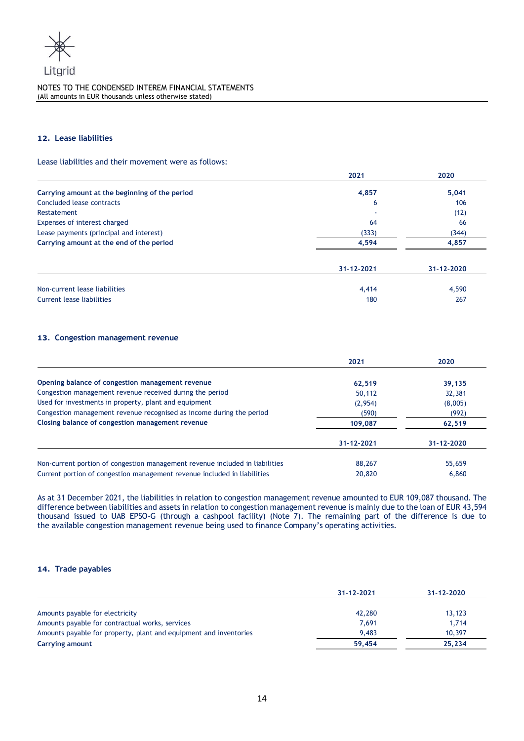## 12. Lease liabilities

Lease liabilities and their movement were as follows:

| | 2021 | 2020 |
|---|---|---|
| **Carrying amount at the beginning of the period** | **4,857** | **5,041** |
| Concluded lease contracts | 6 | 106 |
| Restatement | - | (12) |
| Expenses of interest charged | 64 | 66 |
| Lease payments (principal and interest) | (333) | (344) |
| **Carrying amount at the end of the period** | **4,594** | **4,857** |

| | 31-12-2021 | 31-12-2020 |
|---|---|---|
| Non-current lease liabilities | 4,414 | 4,590 |
| Current lease liabilities | 180 | 267 |

## 13. Congestion management revenue

| | 2021 | 2020 |
|---|---|---|
| **Opening balance of congestion management revenue** | **62,519** | **39,135** |
| Congestion management revenue received during the period | 50,112 | 32,381 |
| Used for investments in property, plant and equipment | (2,954) | (8,005) |
| Congestion management revenue recognised as income during the period | (590) | (992) |
| **Closing balance of congestion management revenue** | **109,087** | **62,519** |

| | 31-12-2021 | 31-12-2020 |
|---|---|---|
| Non-current portion of congestion management revenue included in liabilities | 88,267 | 55,659 |
| Current portion of congestion management revenue included in liabilities | 20,820 | 6,860 |

As at 31 December 2021, the liabilities in relation to congestion management revenue amounted to EUR 109,087 thousand. The difference between liabilities and assets in relation to congestion management revenue is mainly due to the loan of EUR 43,594 thousand issued to UAB EPSO-G (through a cashpool facility) (Note 7). The remaining part of the difference is due to the available congestion management revenue being used to finance Company's operating activities.

## 14. Trade payables

| | 31-12-2021 | 31-12-2020 |
|---|---|---|
| Amounts payable for electricity | 42,280 | 13,123 |
| Amounts payable for contractual works, services | 7,691 | 1,714 |
| Amounts payable for property, plant and equipment and inventories | 9,483 | 10,397 |
| **Carrying amount** | **59,454** | **25,234** |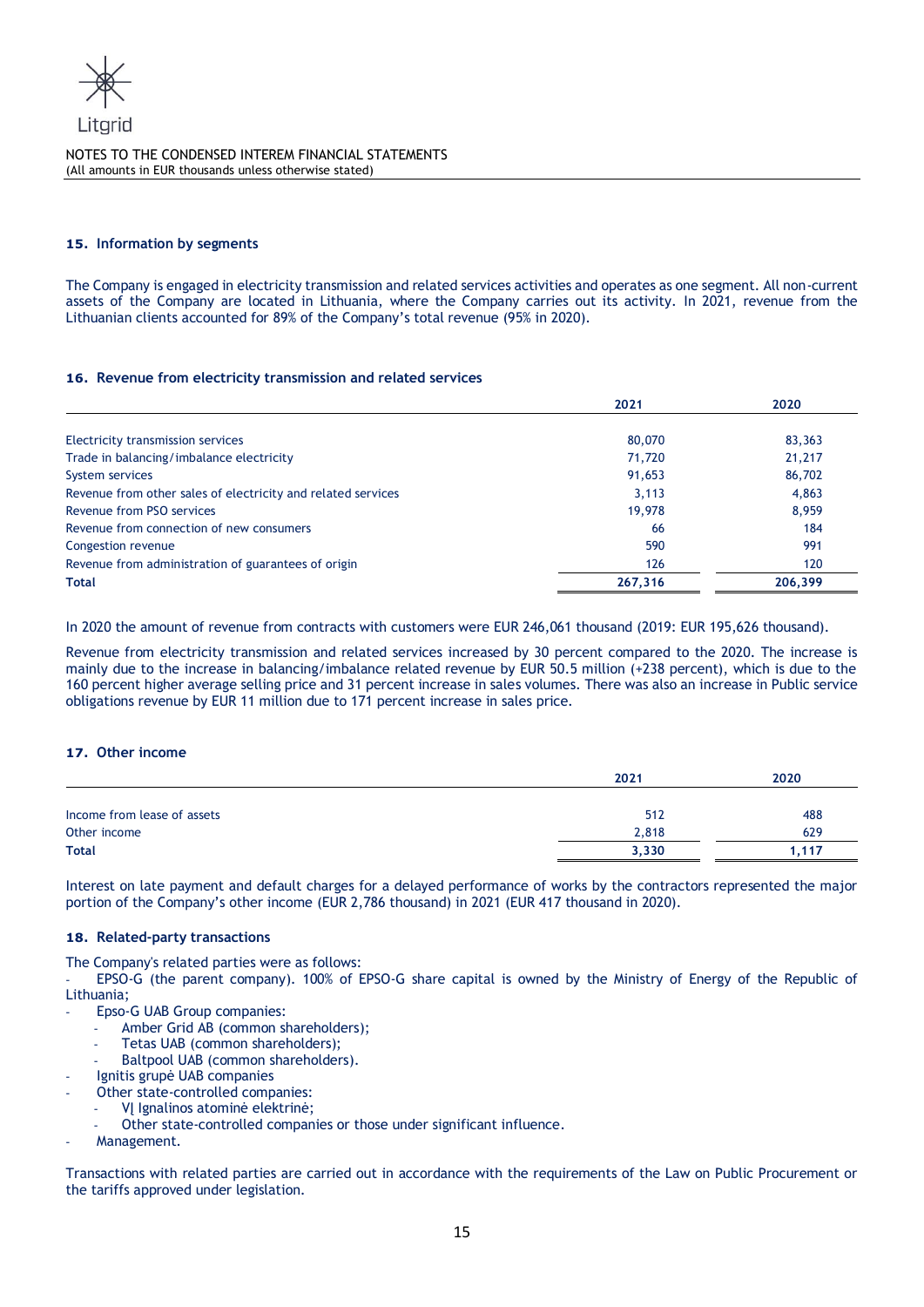## 15. Information by segments

The Company is engaged in electricity transmission and related services activities and operates as one segment. All non-current assets of the Company are located in Lithuania, where the Company carries out its activity. In 2021, revenue from the Lithuanian clients accounted for 89% of the Company's total revenue (95% in 2020).

## 16. Revenue from electricity transmission and related services

| | 2021 | 2020 |
|---|---|---|
| Electricity transmission services | 80,070 | 83,363 |
| Trade in balancing/imbalance electricity | 71,720 | 21,217 |
| System services | 91,653 | 86,702 |
| Revenue from other sales of electricity and related services | 3,113 | 4,863 |
| Revenue from PSO services | 19,978 | 8,959 |
| Revenue from connection of new consumers | 66 | 184 |
| Congestion revenue | 590 | 991 |
| Revenue from administration of guarantees of origin | 126 | 120 |
| **Total** | **267,316** | **206,399** |

In 2020 the amount of revenue from contracts with customers were EUR 246,061 thousand (2019: EUR 195,626 thousand).

Revenue from electricity transmission and related services increased by 30 percent compared to the 2020. The increase is mainly due to the increase in balancing/imbalance related revenue by EUR 50.5 million (+238 percent), which is due to the 160 percent higher average selling price and 31 percent increase in sales volumes. There was also an increase in Public service obligations revenue by EUR 11 million due to 171 percent increase in sales price.

## 17. Other income

| | 2021 | 2020 |
|---|---|---|
| Income from lease of assets | 512 | 488 |
| Other income | 2,818 | 629 |
| **Total** | **3,330** | **1,117** |

Interest on late payment and default charges for a delayed performance of works by the contractors represented the major portion of the Company's other income (EUR 2,786 thousand) in 2021 (EUR 417 thousand in 2020).

## 18. Related-party transactions

The Company's related parties were as follows:

- EPSO-G (the parent company). 100% of EPSO-G share capital is owned by the Ministry of Energy of the Republic of Lithuania;
- Epso-G UAB Group companies:
  - Amber Grid AB (common shareholders);
  - Tetas UAB (common shareholders);
  - Baltpool UAB (common shareholders).
- Ignitis grupė UAB companies
- Other state-controlled companies:
  - VĮ Ignalinos atominė elektrinė;
  - Other state-controlled companies or those under significant influence.
- Management.

Transactions with related parties are carried out in accordance with the requirements of the Law on Public Procurement or the tariffs approved under legislation.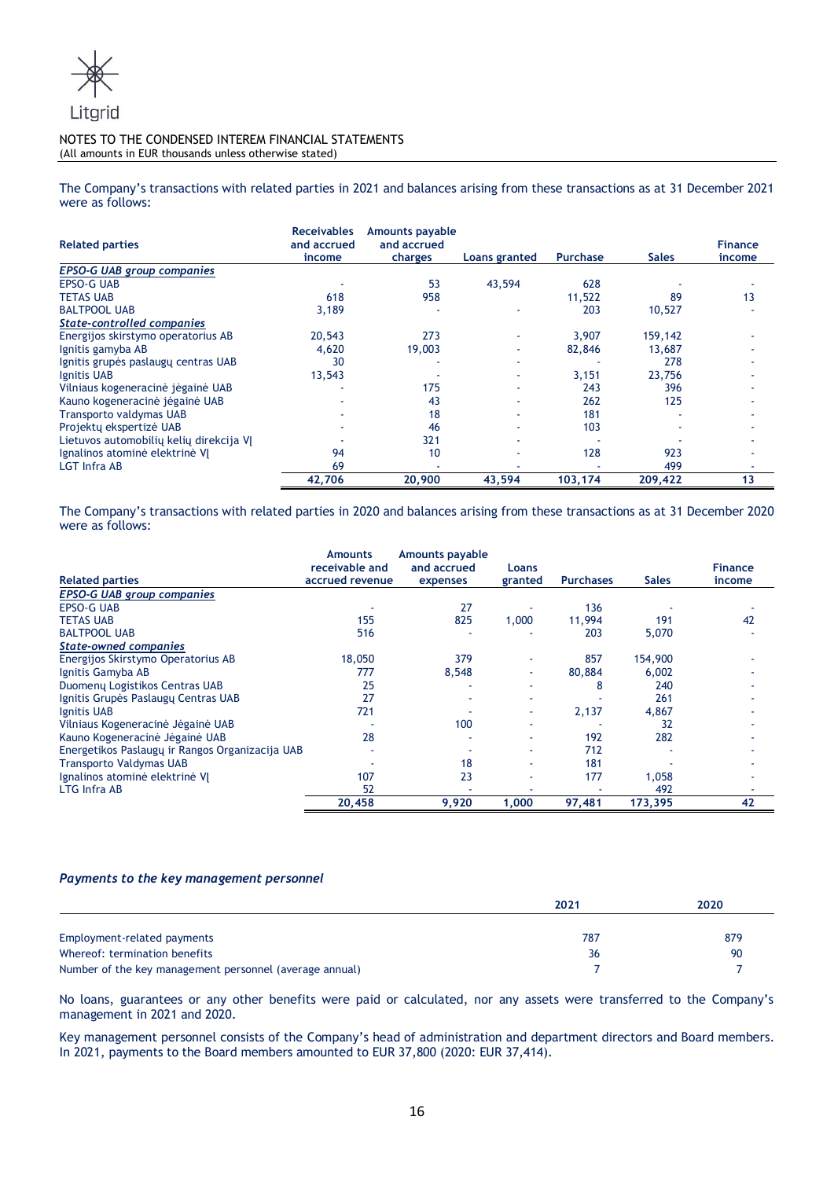NOTES TO THE CONDENSED INTEREM FINANCIAL STATEMENTS
(All amounts in EUR thousands unless otherwise stated)

The Company's transactions with related parties in 2021 and balances arising from these transactions as at 31 December 2021 were as follows:

| Related parties | Receivables and accrued income | Amounts payable and accrued charges | Loans granted | Purchase | Sales | Finance income |
|---|---|---|---|---|---|---|
| ***EPSO-G UAB group companies*** | | | | | | |
| EPSO-G UAB | - | 53 | 43,594 | 628 | - | - |
| TETAS UAB | 618 | 958 | | 11,522 | 89 | 13 |
| BALTPOOL UAB | 3,189 | - | - | 203 | 10,527 | - |
| ***State-controlled companies*** | | | | | | |
| Energijos skirstymo operatorius AB | 20,543 | 273 | - | 3,907 | 159,142 | - |
| Ignitis gamyba AB | 4,620 | 19,003 | - | 82,846 | 13,687 | - |
| Ignitis grupės paslaugų centras UAB | 30 | - | - | - | 278 | - |
| Ignitis UAB | 13,543 | - | - | 3,151 | 23,756 | - |
| Vilniaus kogeneracinė jėgainė UAB | - | 175 | - | 243 | 396 | - |
| Kauno kogeneracinė jėgainė UAB | - | 43 | - | 262 | 125 | - |
| Transporto valdymas UAB | - | 18 | - | 181 | - | - |
| Projektų ekspertizė UAB | - | 46 | - | 103 | - | - |
| Lietuvos automobilių kelių direkcija VĮ | - | 321 | - | - | - | - |
| Ignalinos atominė elektrinė VĮ | 94 | 10 | - | 128 | 923 | - |
| LGT Infra AB | 69 | - | - | - | 499 | - |
| | **42,706** | **20,900** | **43,594** | **103,174** | **209,422** | **13** |

The Company's transactions with related parties in 2020 and balances arising from these transactions as at 31 December 2020 were as follows:

| Related parties | Amounts receivable and accrued revenue | Amounts payable and accrued expenses | Loans granted | Purchases | Sales | Finance income |
|---|---|---|---|---|---|---|
| ***EPSO-G UAB group companies*** | | | | | | |
| EPSO-G UAB | - | 27 | - | 136 | - | - |
| TETAS UAB | 155 | 825 | 1,000 | 11,994 | 191 | 42 |
| BALTPOOL UAB | 516 | - | - | 203 | 5,070 | - |
| ***State-owned companies*** | | | | | | |
| Energijos Skirstymo Operatorius AB | 18,050 | 379 | - | 857 | 154,900 | - |
| Ignitis Gamyba AB | 777 | 8,548 | - | 80,884 | 6,002 | - |
| Duomenų Logistikos Centras UAB | 25 | - | - | 8 | 240 | - |
| Ignitis Grupės Paslaugų Centras UAB | 27 | - | - | - | 261 | - |
| Ignitis UAB | 721 | - | - | 2,137 | 4,867 | - |
| Vilniaus Kogeneracinė Jėgainė UAB | - | 100 | - | - | 32 | - |
| Kauno Kogeneracinė Jėgainė UAB | 28 | - | - | 192 | 282 | - |
| Energetikos Paslaugų ir Rangos Organizacija UAB | - | - | - | 712 | - | - |
| Transporto Valdymas UAB | - | 18 | - | 181 | - | - |
| Ignalinos atominė elektrinė VĮ | 107 | 23 | - | 177 | 1,058 | - |
| LTG Infra AB | 52 | - | - | - | 492 | - |
| | **20,458** | **9,920** | **1,000** | **97,481** | **173,395** | **42** |

***Payments to the key management personnel***

| | 2021 | 2020 |
|---|---|---|
| Employment-related payments | 787 | 879 |
| Whereof: termination benefits | 36 | 90 |
| Number of the key management personnel (average annual) | 7 | 7 |

No loans, guarantees or any other benefits were paid or calculated, nor any assets were transferred to the Company's management in 2021 and 2020.

Key management personnel consists of the Company's head of administration and department directors and Board members. In 2021, payments to the Board members amounted to EUR 37,800 (2020: EUR 37,414).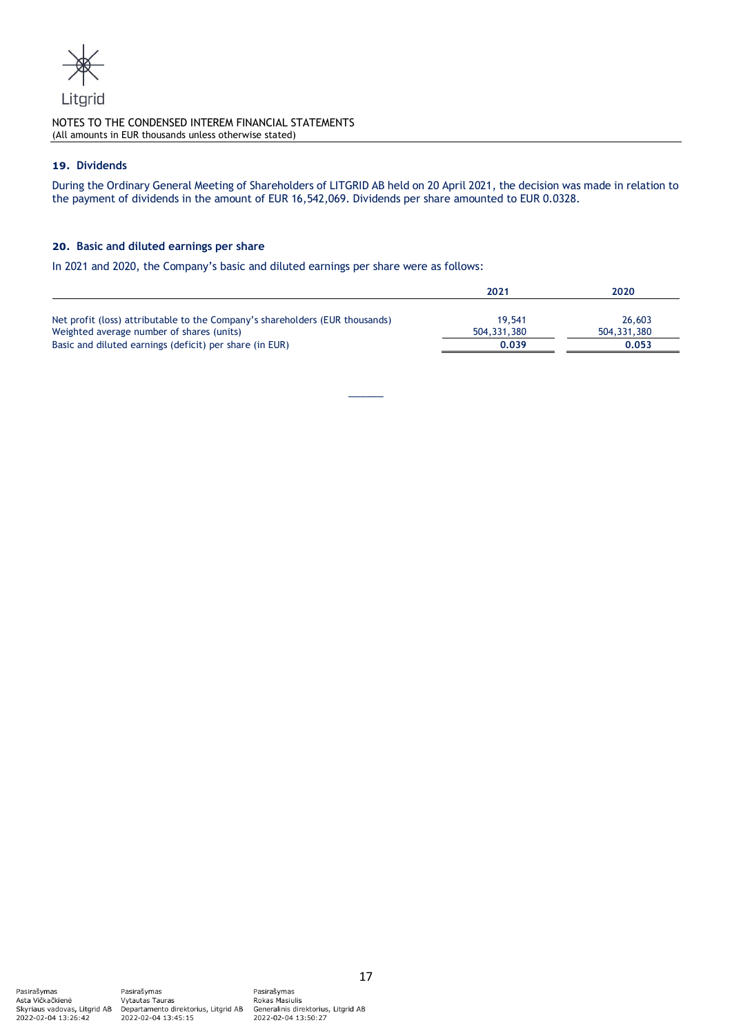## 19. Dividends

During the Ordinary General Meeting of Shareholders of LITGRID AB held on 20 April 2021, the decision was made in relation to the payment of dividends in the amount of EUR 16,542,069. Dividends per share amounted to EUR 0.0328.

## 20. Basic and diluted earnings per share

In 2021 and 2020, the Company's basic and diluted earnings per share were as follows:

| | 2021 | 2020 |
|---|---|---|
| Net profit (loss) attributable to the Company's shareholders (EUR thousands) | 19,541 | 26,603 |
| Weighted average number of shares (units) | 504,331,380 | 504,331,380 |
| Basic and diluted earnings (deficit) per share (in EUR) | **0.039** | **0.053** |

Pasirašymas
Asta Vičkačkienė
Skyriaus vadovas, Litgrid AB
2022-02-04 13:26:42

Pasirašymas
Vytautas Tauras
Departamento direktorius, Litgrid AB
2022-02-04 13:45:15

Pasirašymas
Rokas Masiulis
Generalinis direktorius, Litgrid AB
2022-02-04 13:50:27